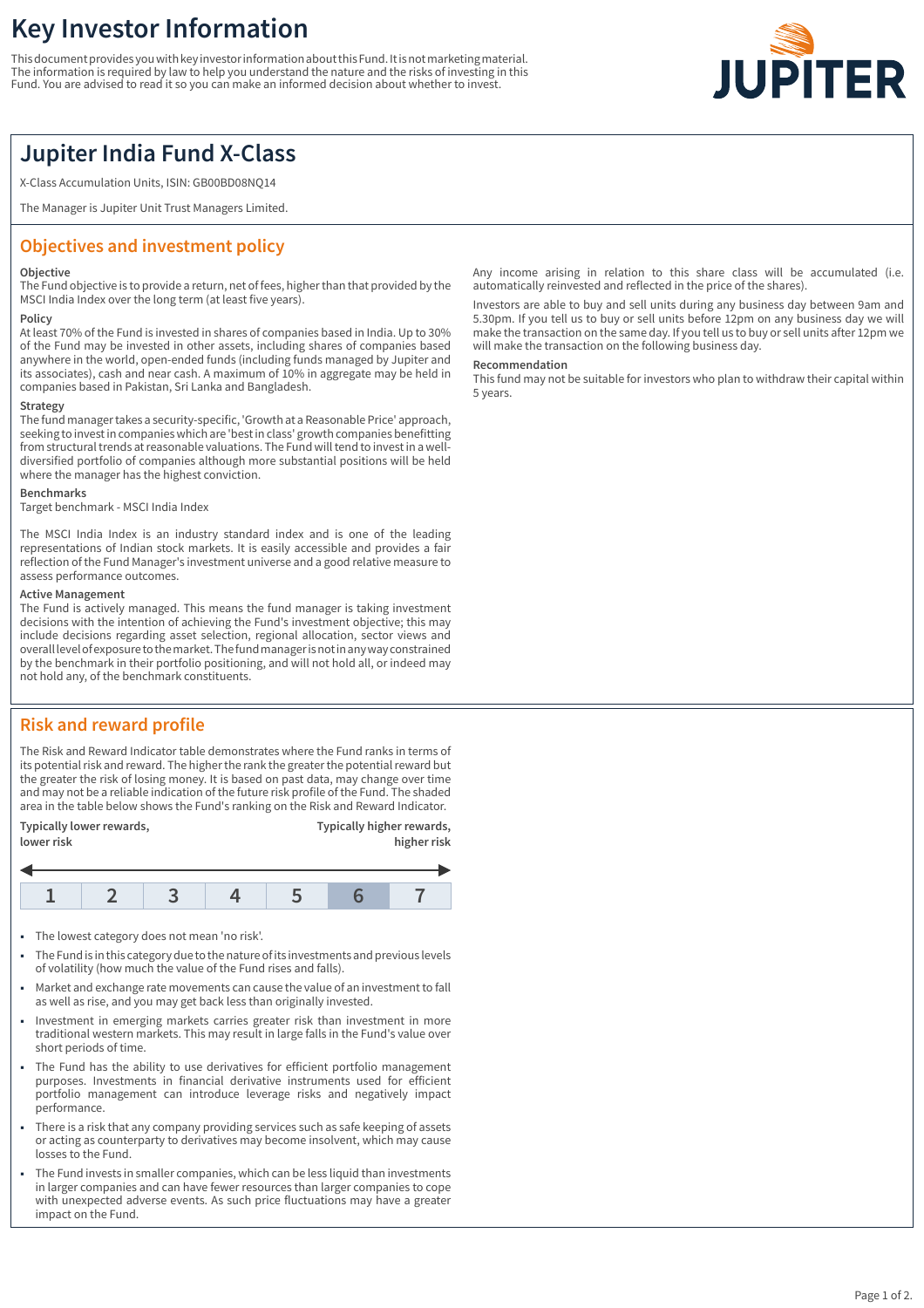# Key Investor Information

This document provides you with key investor information about this Fund. It is not marketing material. The information is required by law to help you understand the nature and the risks of investing in this Fund. You are advised to read it so you can make an informed decision about whether to invest.

## Jupiter India Fund X-Class

X-Class Accumulation Units, ISIN: GB00BD08NQ14

The Manager is Jupiter Unit Trust Managers Limited.

## Objectives and investment policy

**Objective**

The Fund objective is to provide a return, net of fees, higher than that provided by the MSCI India Index over the long term (at least five years).

**Policy**

At least 70% of the Fund is invested in shares of companies based in India. Up to 30% of the Fund may be invested in other assets, including shares of companies based anywhere in the world, open-ended funds (including funds managed by Jupiter and its associates), cash and near cash. A maximum of 10% in aggregate may be held in companies based in Pakistan, Sri Lanka and Bangladesh.

**Strategy**

The fund manager takes a security-specific, 'Growth at a Reasonable Price' approach, seeking to invest in companies which are 'best in class' growth companies benefitting from structural trends at reasonable valuations. The Fund will tend to invest in a well-diversified portfolio of companies although more substantial positions will be held where the manager has the highest conviction.

**Benchmarks**

Target benchmark - MSCI India Index

The MSCI India Index is an industry standard index and is one of the leading representations of Indian stock markets. It is easily accessible and provides a fair reflection of the Fund Manager's investment universe and a good relative measure to assess performance outcomes.

**Active Management**

The Fund is actively managed. This means the fund manager is taking investment decisions with the intention of achieving the Fund's investment objective; this may include decisions regarding asset selection, regional allocation, sector views and overall level of exposure to the market. The fund manager is not in any way constrained by the benchmark in their portfolio positioning, and will not hold all, or indeed may not hold any, of the benchmark constituents.

Any income arising in relation to this share class will be accumulated (i.e. automatically reinvested and reflected in the price of the shares).

Investors are able to buy and sell units during any business day between 9am and 5.30pm. If you tell us to buy or sell units before 12pm on any business day we will make the transaction on the same day. If you tell us to buy or sell units after 12pm we will make the transaction on the following business day.

**Recommendation**

This fund may not be suitable for investors who plan to withdraw their capital within 5 years.

## Risk and reward profile

The Risk and Reward Indicator table demonstrates where the Fund ranks in terms of its potential risk and reward. The higher the rank the greater the potential reward but the greater the risk of losing money. It is based on past data, may change over time and may not be a reliable indication of the future risk profile of the Fund. The shaded area in the table below shows the Fund's ranking on the Risk and Reward Indicator.

Typically lower rewards, lower risk ← → Typically higher rewards, higher risk

| 1 | 2 | 3 | 4 | 5 | **6** | 7 |
|---|---|---|---|---|---|---|

- The lowest category does not mean 'no risk'.
- The Fund is in this category due to the nature of its investments and previous levels of volatility (how much the value of the Fund rises and falls).
- Market and exchange rate movements can cause the value of an investment to fall as well as rise, and you may get back less than originally invested.
- Investment in emerging markets carries greater risk than investment in more traditional western markets. This may result in large falls in the Fund's value over short periods of time.
- The Fund has the ability to use derivatives for efficient portfolio management purposes. Investments in financial derivative instruments used for efficient portfolio management can introduce leverage risks and negatively impact performance.
- There is a risk that any company providing services such as safe keeping of assets or acting as counterparty to derivatives may become insolvent, which may cause losses to the Fund.
- The Fund invests in smaller companies, which can be less liquid than investments in larger companies and can have fewer resources than larger companies to cope with unexpected adverse events. As such price fluctuations may have a greater impact on the Fund.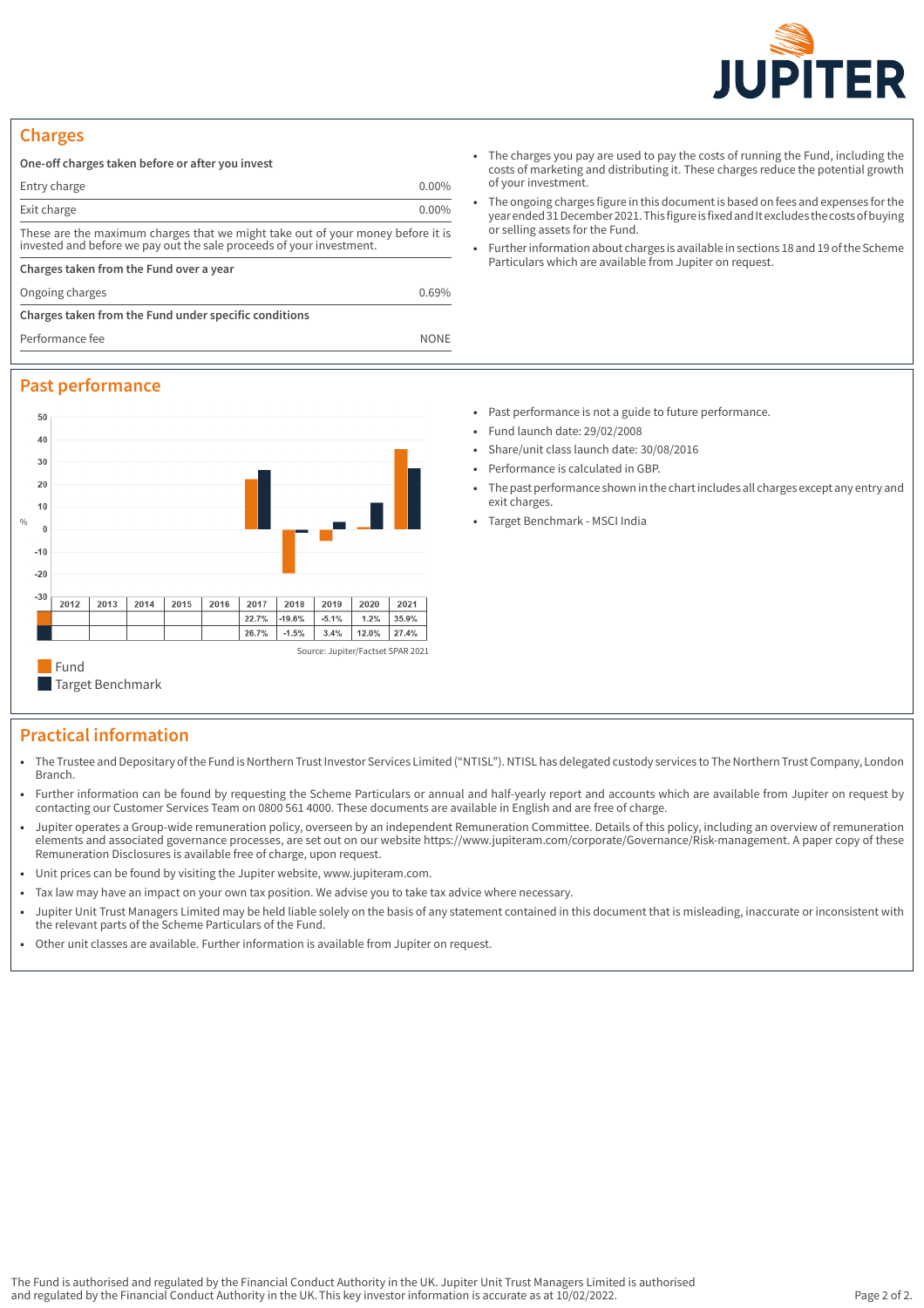## Charges

| One-off charges taken before or after you invest | |
|---|---|
| Entry charge | 0.00% |
| Exit charge | 0.00% |
| These are the maximum charges that we might take out of your money before it is invested and before we pay out the sale proceeds of your investment. | |
| **Charges taken from the Fund over a year** | |
| Ongoing charges | 0.69% |
| **Charges taken from the Fund under specific conditions** | |
| Performance fee | NONE |

- The charges you pay are used to pay the costs of running the Fund, including the costs of marketing and distributing it. These charges reduce the potential growth of your investment.
- The ongoing charges figure in this document is based on fees and expenses for the year ended 31 December 2021. This figure is fixed and It excludes the costs of buying or selling assets for the Fund.
- Further information about charges is available in sections 18 and 19 of the Scheme Particulars which are available from Jupiter on request.

## Past performance

50
40
30
20
10
0
-10
-20
-30
%

2012 2013 2014 2015 2016 2017 2018 2019 2020 2021

Fund: 2017 22.7%, 2018 -19.6%, 2019 -5.1%, 2020 1.2%, 2021 35.9%

Target Benchmark: 2017 26.7%, 2018 -1.5%, 2019 3.4%, 2020 12.0%, 2021 27.4%

Source: Jupiter/Factset SPAR 2021

Fund

Target Benchmark

- Past performance is not a guide to future performance.
- Fund launch date: 29/02/2008
- Share/unit class launch date: 30/08/2016
- Performance is calculated in GBP.
- The past performance shown in the chart includes all charges except any entry and exit charges.
- Target Benchmark - MSCI India

## Practical information

- The Trustee and Depositary of the Fund is Northern Trust Investor Services Limited ("NTISL"). NTISL has delegated custody services to The Northern Trust Company, London Branch.
- Further information can be found by requesting the Scheme Particulars or annual and half-yearly report and accounts which are available from Jupiter on request by contacting our Customer Services Team on 0800 561 4000. These documents are available in English and are free of charge.
- Jupiter operates a Group-wide remuneration policy, overseen by an independent Remuneration Committee. Details of this policy, including an overview of remuneration elements and associated governance processes, are set out on our website https://www.jupiteram.com/corporate/Governance/Risk-management. A paper copy of these Remuneration Disclosures is available free of charge, upon request.
- Unit prices can be found by visiting the Jupiter website, www.jupiteram.com.
- Tax law may have an impact on your own tax position. We advise you to take tax advice where necessary.
- Jupiter Unit Trust Managers Limited may be held liable solely on the basis of any statement contained in this document that is misleading, inaccurate or inconsistent with the relevant parts of the Scheme Particulars of the Fund.
- Other unit classes are available. Further information is available from Jupiter on request.

The Fund is authorised and regulated by the Financial Conduct Authority in the UK. Jupiter Unit Trust Managers Limited is authorised and regulated by the Financial Conduct Authority in the UK. This key investor information is accurate as at 10/02/2022.